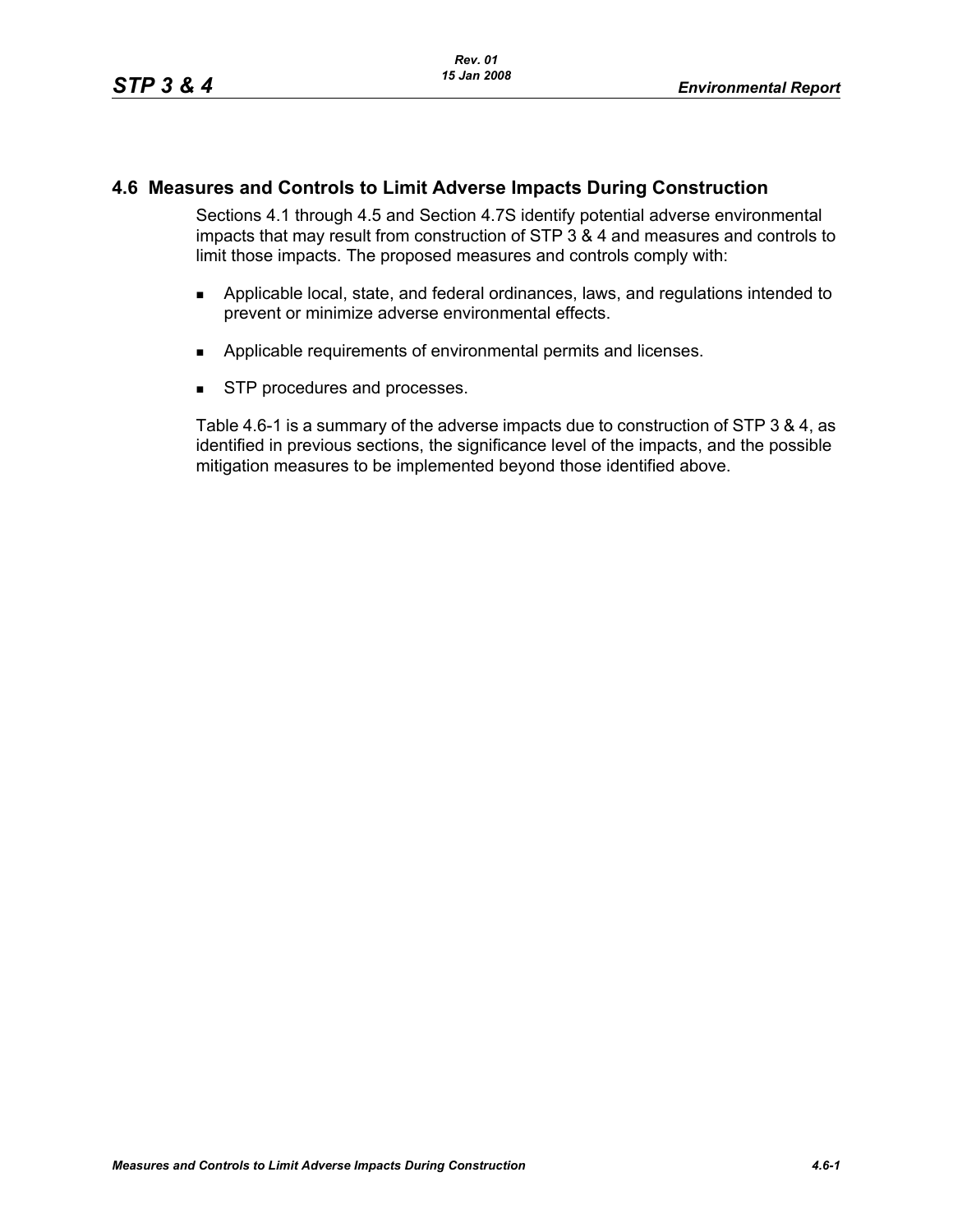## 4.6 Measures and Controls to Limit Adverse Impacts During Construction

Sections 4.1 through 4.5 and Section 4.7S identify potential adverse environmental impacts that may result from construction of STP 3 & 4 and measures and controls to limit those impacts. The proposed measures and controls comply with:

- Applicable local, state, and federal ordinances, laws, and regulations intended to prevent or minimize adverse environmental effects.
- Applicable requirements of environmental permits and licenses.
- STP procedures and processes.

Table 4.6-1 is a summary of the adverse impacts due to construction of STP 3 & 4, as identified in previous sections, the significance level of the impacts, and the possible mitigation measures to be implemented beyond those identified above.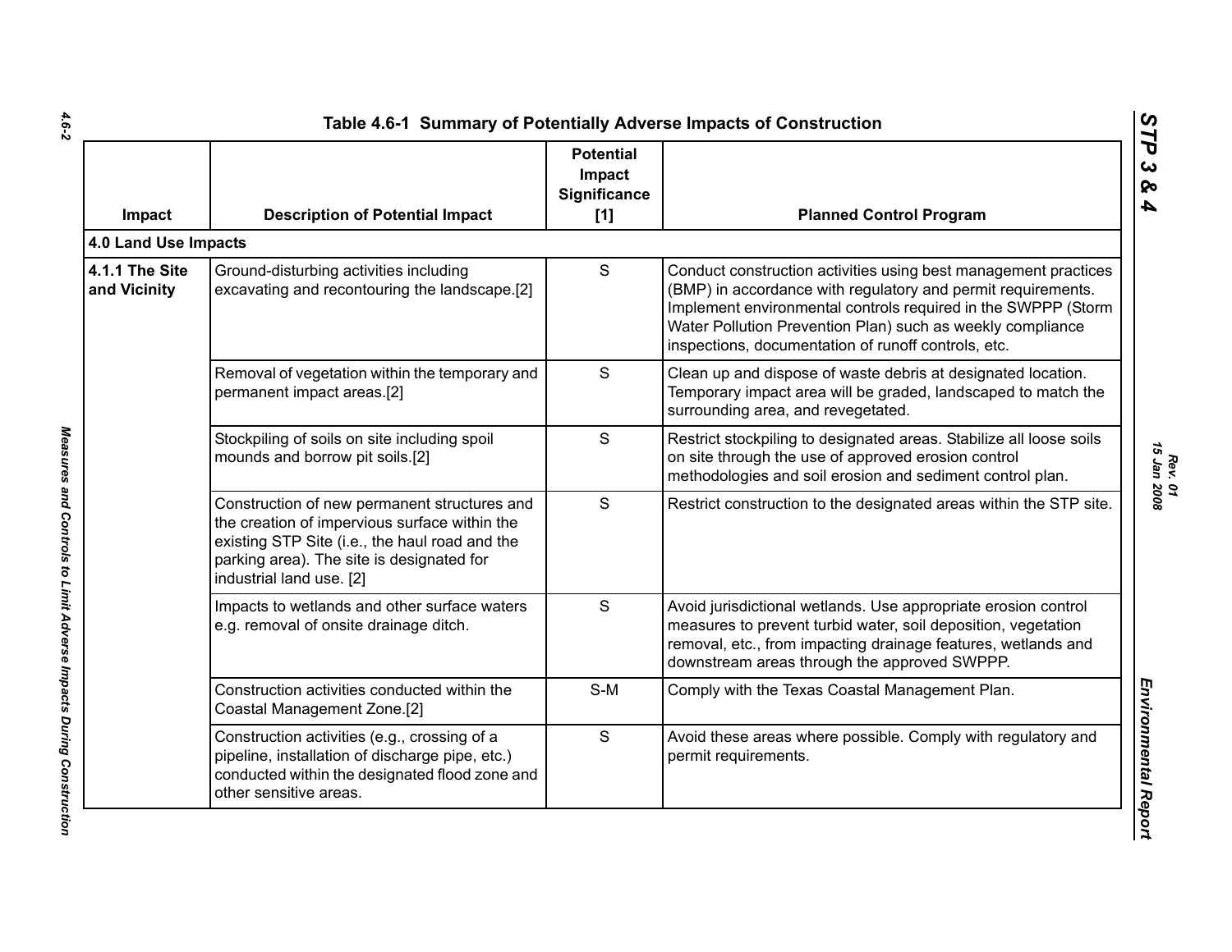## Table 4.6-1 Summary of Potentially Adverse Impacts of Construction

| Impact | Description of Potential Impact | Potential Impact Significance [1] | Planned Control Program |
|---|---|---|---|
| **4.0 Land Use Impacts** | | | |
| **4.1.1 The Site and Vicinity** | Ground-disturbing activities including excavating and recontouring the landscape.[2] | S | Conduct construction activities using best management practices (BMP) in accordance with regulatory and permit requirements. Implement environmental controls required in the SWPPP (Storm Water Pollution Prevention Plan) such as weekly compliance inspections, documentation of runoff controls, etc. |
| | Removal of vegetation within the temporary and permanent impact areas.[2] | S | Clean up and dispose of waste debris at designated location. Temporary impact area will be graded, landscaped to match the surrounding area, and revegetated. |
| | Stockpiling of soils on site including spoil mounds and borrow pit soils.[2] | S | Restrict stockpiling to designated areas. Stabilize all loose soils on site through the use of approved erosion control methodologies and soil erosion and sediment control plan. |
| | Construction of new permanent structures and the creation of impervious surface within the existing STP Site (i.e., the haul road and the parking area). The site is designated for industrial land use. [2] | S | Restrict construction to the designated areas within the STP site. |
| | Impacts to wetlands and other surface waters e.g. removal of onsite drainage ditch. | S | Avoid jurisdictional wetlands. Use appropriate erosion control measures to prevent turbid water, soil deposition, vegetation removal, etc., from impacting drainage features, wetlands and downstream areas through the approved SWPPP. |
| | Construction activities conducted within the Coastal Management Zone.[2] | S-M | Comply with the Texas Coastal Management Plan. |
| | Construction activities (e.g., crossing of a pipeline, installation of discharge pipe, etc.) conducted within the designated flood zone and other sensitive areas. | S | Avoid these areas where possible. Comply with regulatory and permit requirements. |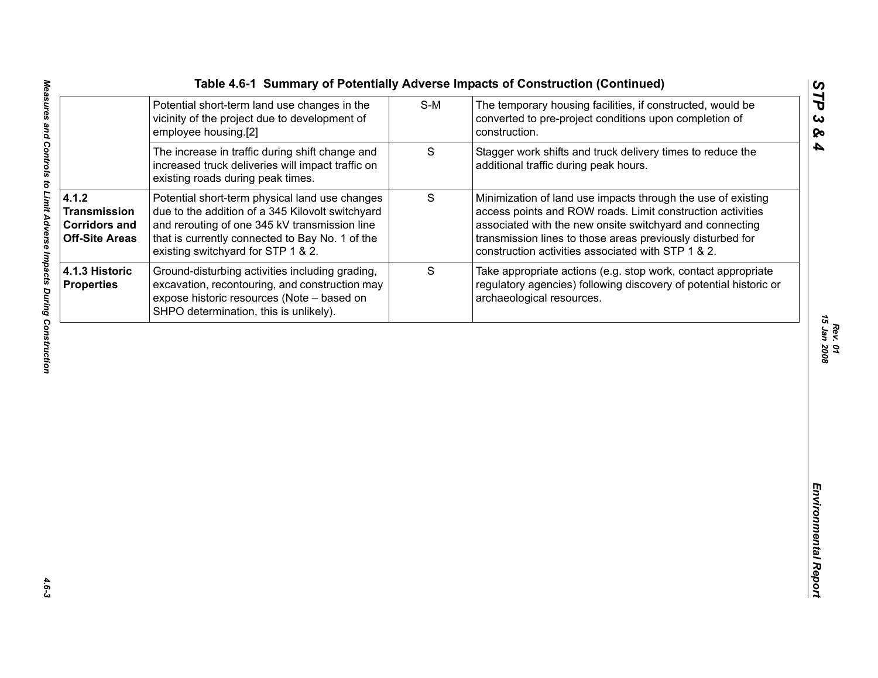Table 4.6-1 Summary of Potentially Adverse Impacts of Construction (Continued)

| | | | |
|---|---|---|---|
| | Potential short-term land use changes in the vicinity of the project due to development of employee housing.[2] | S-M | The temporary housing facilities, if constructed, would be converted to pre-project conditions upon completion of construction. |
| | The increase in traffic during shift change and increased truck deliveries will impact traffic on existing roads during peak times. | S | Stagger work shifts and truck delivery times to reduce the additional traffic during peak hours. |
| **4.1.2 Transmission Corridors and Off-Site Areas** | Potential short-term physical land use changes due to the addition of a 345 Kilovolt switchyard and rerouting of one 345 kV transmission line that is currently connected to Bay No. 1 of the existing switchyard for STP 1 & 2. | S | Minimization of land use impacts through the use of existing access points and ROW roads. Limit construction activities associated with the new onsite switchyard and connecting transmission lines to those areas previously disturbed for construction activities associated with STP 1 & 2. |
| **4.1.3 Historic Properties** | Ground-disturbing activities including grading, excavation, recontouring, and construction may expose historic resources (Note – based on SHPO determination, this is unlikely). | S | Take appropriate actions (e.g. stop work, contact appropriate regulatory agencies) following discovery of potential historic or archaeological resources. |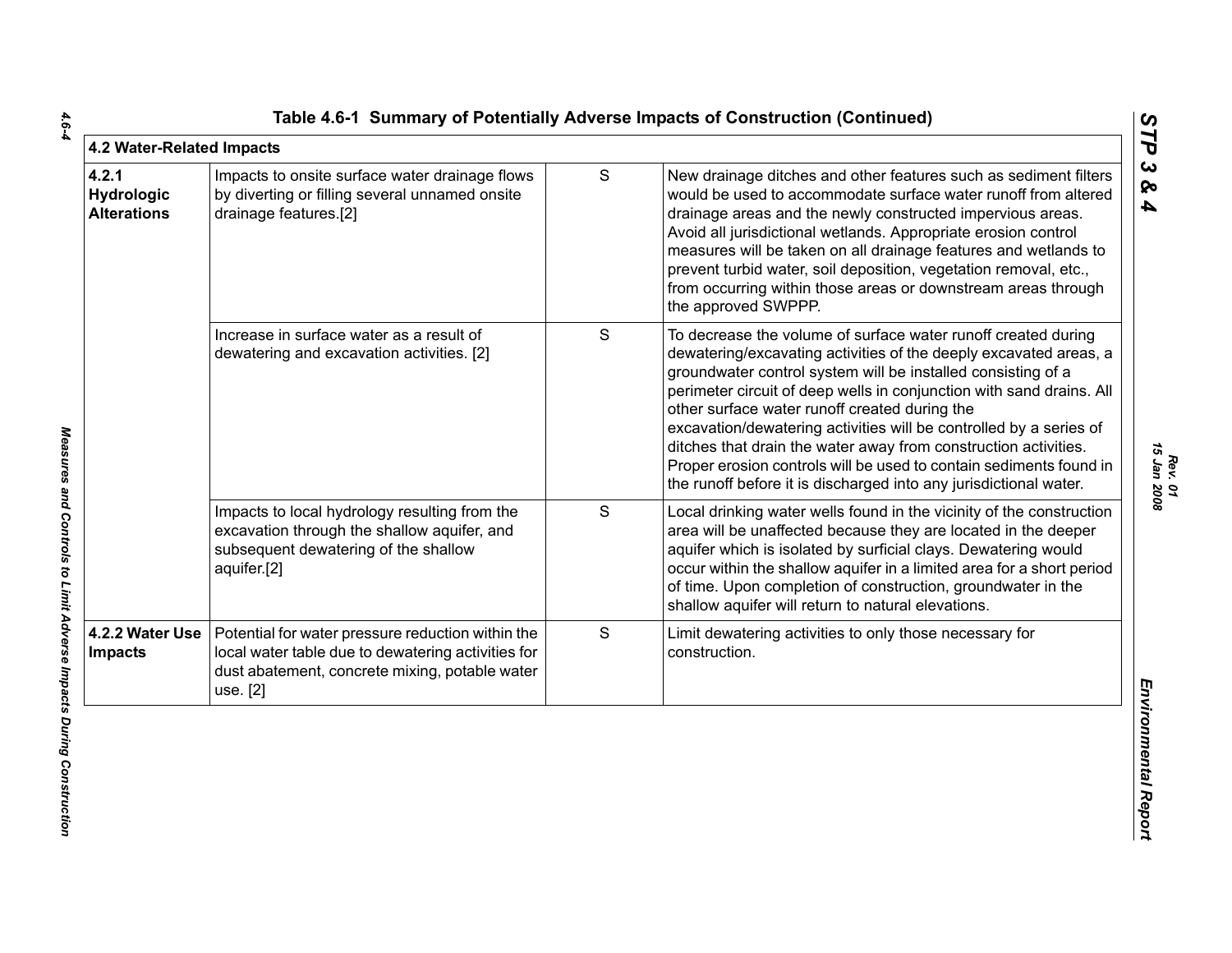# Table 4.6-1 Summary of Potentially Adverse Impacts of Construction (Continued)

| 4.2 Water-Related Impacts | | | |
|---|---|---|---|
| **4.2.1 Hydrologic Alterations** | Impacts to onsite surface water drainage flows by diverting or filling several unnamed onsite drainage features.[2] | S | New drainage ditches and other features such as sediment filters would be used to accommodate surface water runoff from altered drainage areas and the newly constructed impervious areas. Avoid all jurisdictional wetlands. Appropriate erosion control measures will be taken on all drainage features and wetlands to prevent turbid water, soil deposition, vegetation removal, etc., from occurring within those areas or downstream areas through the approved SWPPP. |
| | Increase in surface water as a result of dewatering and excavation activities. [2] | S | To decrease the volume of surface water runoff created during dewatering/excavating activities of the deeply excavated areas, a groundwater control system will be installed consisting of a perimeter circuit of deep wells in conjunction with sand drains. All other surface water runoff created during the excavation/dewatering activities will be controlled by a series of ditches that drain the water away from construction activities. Proper erosion controls will be used to contain sediments found in the runoff before it is discharged into any jurisdictional water. |
| | Impacts to local hydrology resulting from the excavation through the shallow aquifer, and subsequent dewatering of the shallow aquifer.[2] | S | Local drinking water wells found in the vicinity of the construction area will be unaffected because they are located in the deeper aquifer which is isolated by surficial clays. Dewatering would occur within the shallow aquifer in a limited area for a short period of time. Upon completion of construction, groundwater in the shallow aquifer will return to natural elevations. |
| **4.2.2 Water Use Impacts** | Potential for water pressure reduction within the local water table due to dewatering activities for dust abatement, concrete mixing, potable water use. [2] | S | Limit dewatering activities to only those necessary for construction. |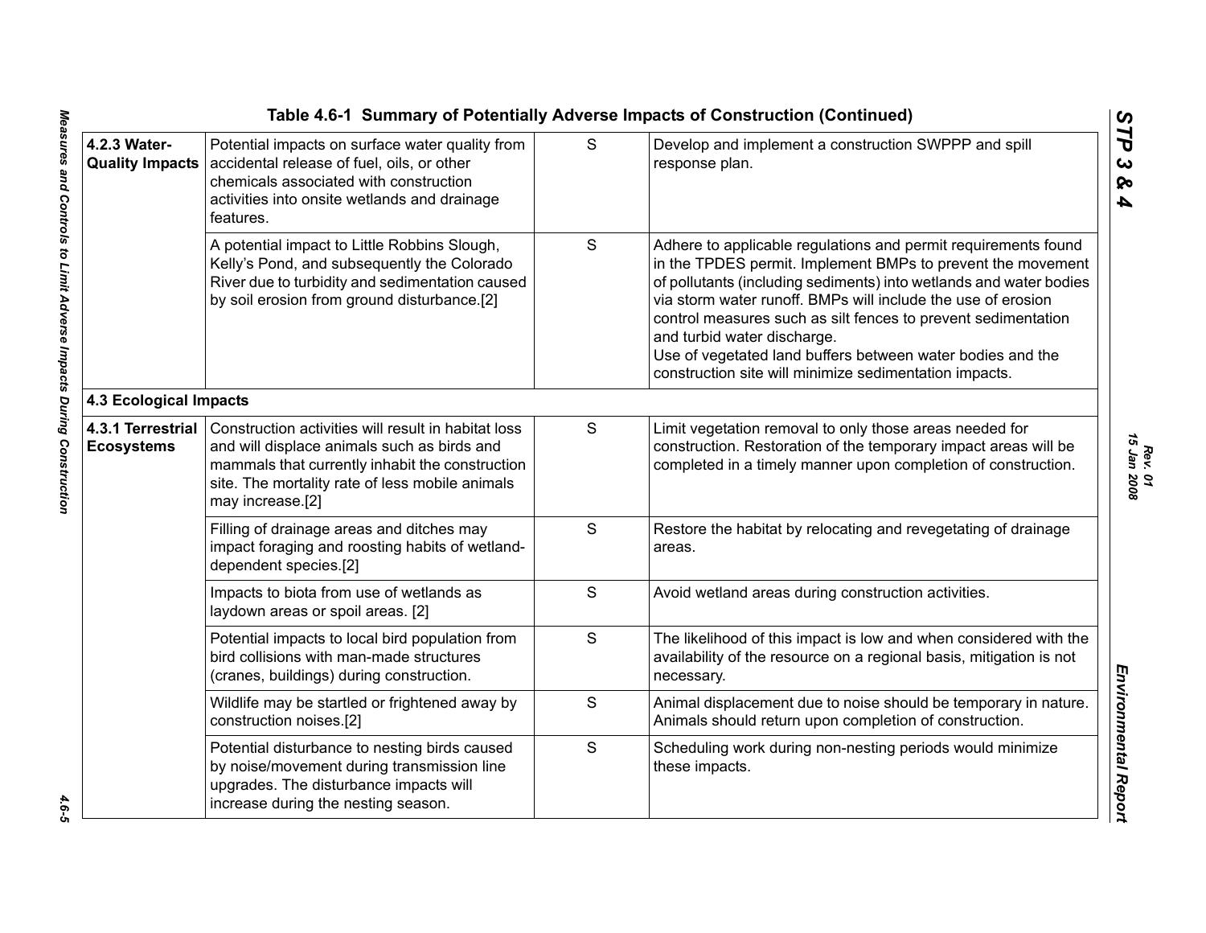# Table 4.6-1 Summary of Potentially Adverse Impacts of Construction (Continued)

| | | | |
|---|---|---|---|
| **4.2.3 Water-Quality Impacts** | Potential impacts on surface water quality from accidental release of fuel, oils, or other chemicals associated with construction activities into onsite wetlands and drainage features. | S | Develop and implement a construction SWPPP and spill response plan. |
| | A potential impact to Little Robbins Slough, Kelly's Pond, and subsequently the Colorado River due to turbidity and sedimentation caused by soil erosion from ground disturbance.[2] | S | Adhere to applicable regulations and permit requirements found in the TPDES permit. Implement BMPs to prevent the movement of pollutants (including sediments) into wetlands and water bodies via storm water runoff. BMPs will include the use of erosion control measures such as silt fences to prevent sedimentation and turbid water discharge. Use of vegetated land buffers between water bodies and the construction site will minimize sedimentation impacts. |
| **4.3 Ecological Impacts** | | | |
| **4.3.1 Terrestrial Ecosystems** | Construction activities will result in habitat loss and will displace animals such as birds and mammals that currently inhabit the construction site. The mortality rate of less mobile animals may increase.[2] | S | Limit vegetation removal to only those areas needed for construction. Restoration of the temporary impact areas will be completed in a timely manner upon completion of construction. |
| | Filling of drainage areas and ditches may impact foraging and roosting habits of wetland-dependent species.[2] | S | Restore the habitat by relocating and revegetating of drainage areas. |
| | Impacts to biota from use of wetlands as laydown areas or spoil areas. [2] | S | Avoid wetland areas during construction activities. |
| | Potential impacts to local bird population from bird collisions with man-made structures (cranes, buildings) during construction. | S | The likelihood of this impact is low and when considered with the availability of the resource on a regional basis, mitigation is not necessary. |
| | Wildlife may be startled or frightened away by construction noises.[2] | S | Animal displacement due to noise should be temporary in nature. Animals should return upon completion of construction. |
| | Potential disturbance to nesting birds caused by noise/movement during transmission line upgrades. The disturbance impacts will increase during the nesting season. | S | Scheduling work during non-nesting periods would minimize these impacts. |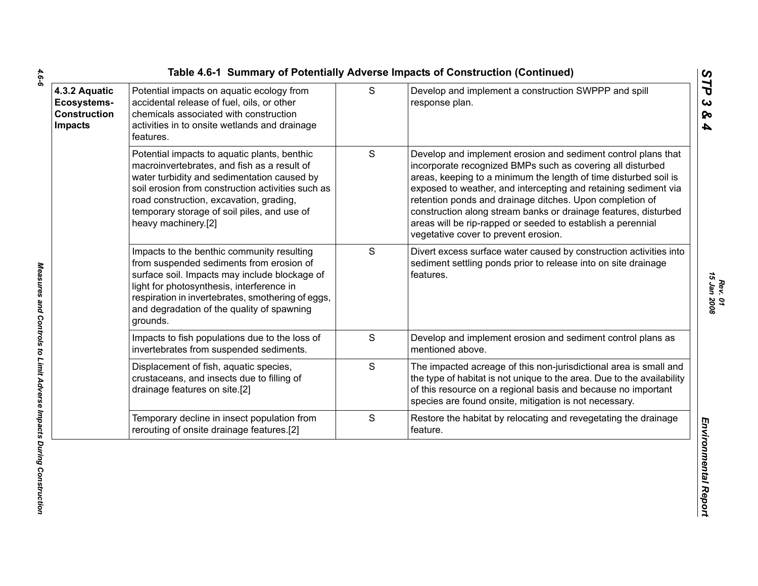**Table 4.6-1 Summary of Potentially Adverse Impacts of Construction (Continued)**

| | | | |
|---|---|---|---|
| **4.3.2 Aquatic Ecosystems-Construction Impacts** | Potential impacts on aquatic ecology from accidental release of fuel, oils, or other chemicals associated with construction activities in to onsite wetlands and drainage features. | S | Develop and implement a construction SWPPP and spill response plan. |
| | Potential impacts to aquatic plants, benthic macroinvertebrates, and fish as a result of water turbidity and sedimentation caused by soil erosion from construction activities such as road construction, excavation, grading, temporary storage of soil piles, and use of heavy machinery.[2] | S | Develop and implement erosion and sediment control plans that incorporate recognized BMPs such as covering all disturbed areas, keeping to a minimum the length of time disturbed soil is exposed to weather, and intercepting and retaining sediment via retention ponds and drainage ditches. Upon completion of construction along stream banks or drainage features, disturbed areas will be rip-rapped or seeded to establish a perennial vegetative cover to prevent erosion. |
| | Impacts to the benthic community resulting from suspended sediments from erosion of surface soil. Impacts may include blockage of light for photosynthesis, interference in respiration in invertebrates, smothering of eggs, and degradation of the quality of spawning grounds. | S | Divert excess surface water caused by construction activities into sediment settling ponds prior to release into on site drainage features. |
| | Impacts to fish populations due to the loss of invertebrates from suspended sediments. | S | Develop and implement erosion and sediment control plans as mentioned above. |
| | Displacement of fish, aquatic species, crustaceans, and insects due to filling of drainage features on site.[2] | S | The impacted acreage of this non-jurisdictional area is small and the type of habitat is not unique to the area. Due to the availability of this resource on a regional basis and because no important species are found onsite, mitigation is not necessary. |
| | Temporary decline in insect population from rerouting of onsite drainage features.[2] | S | Restore the habitat by relocating and revegetating the drainage feature. |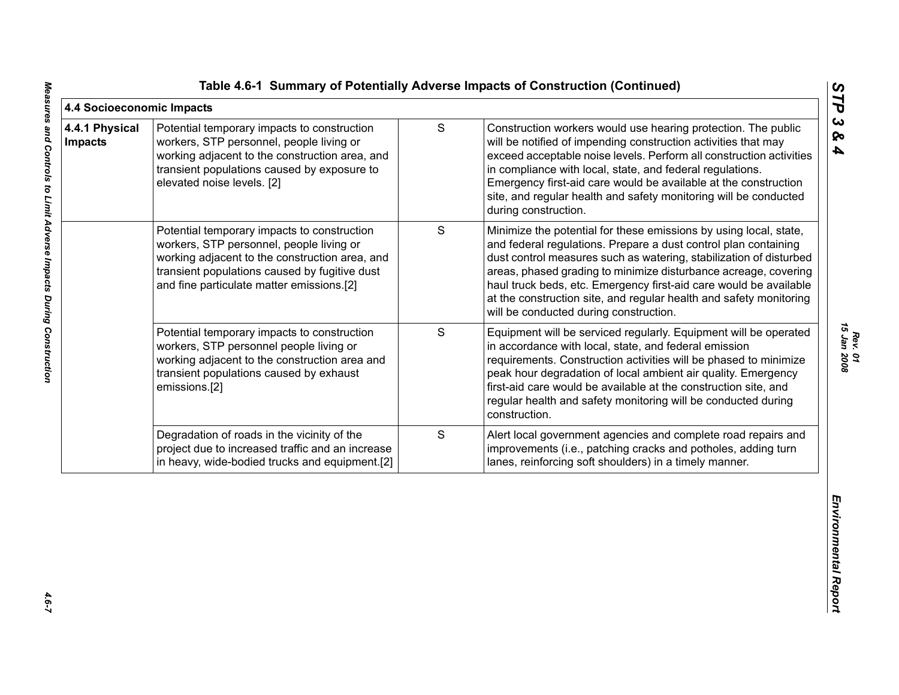**Table 4.6-1 Summary of Potentially Adverse Impacts of Construction (Continued)**

| **4.4 Socioeconomic Impacts** | | | |
|---|---|---|---|
| **4.4.1 Physical Impacts** | Potential temporary impacts to construction workers, STP personnel, people living or working adjacent to the construction area, and transient populations caused by exposure to elevated noise levels. [2] | S | Construction workers would use hearing protection. The public will be notified of impending construction activities that may exceed acceptable noise levels. Perform all construction activities in compliance with local, state, and federal regulations. Emergency first-aid care would be available at the construction site, and regular health and safety monitoring will be conducted during construction. |
| | Potential temporary impacts to construction workers, STP personnel, people living or working adjacent to the construction area, and transient populations caused by fugitive dust and fine particulate matter emissions.[2] | S | Minimize the potential for these emissions by using local, state, and federal regulations. Prepare a dust control plan containing dust control measures such as watering, stabilization of disturbed areas, phased grading to minimize disturbance acreage, covering haul truck beds, etc. Emergency first-aid care would be available at the construction site, and regular health and safety monitoring will be conducted during construction. |
| | Potential temporary impacts to construction workers, STP personnel people living or working adjacent to the construction area and transient populations caused by exhaust emissions.[2] | S | Equipment will be serviced regularly. Equipment will be operated in accordance with local, state, and federal emission requirements. Construction activities will be phased to minimize peak hour degradation of local ambient air quality. Emergency first-aid care would be available at the construction site, and regular health and safety monitoring will be conducted during construction. |
| | Degradation of roads in the vicinity of the project due to increased traffic and an increase in heavy, wide-bodied trucks and equipment.[2] | S | Alert local government agencies and complete road repairs and improvements (i.e., patching cracks and potholes, adding turn lanes, reinforcing soft shoulders) in a timely manner. |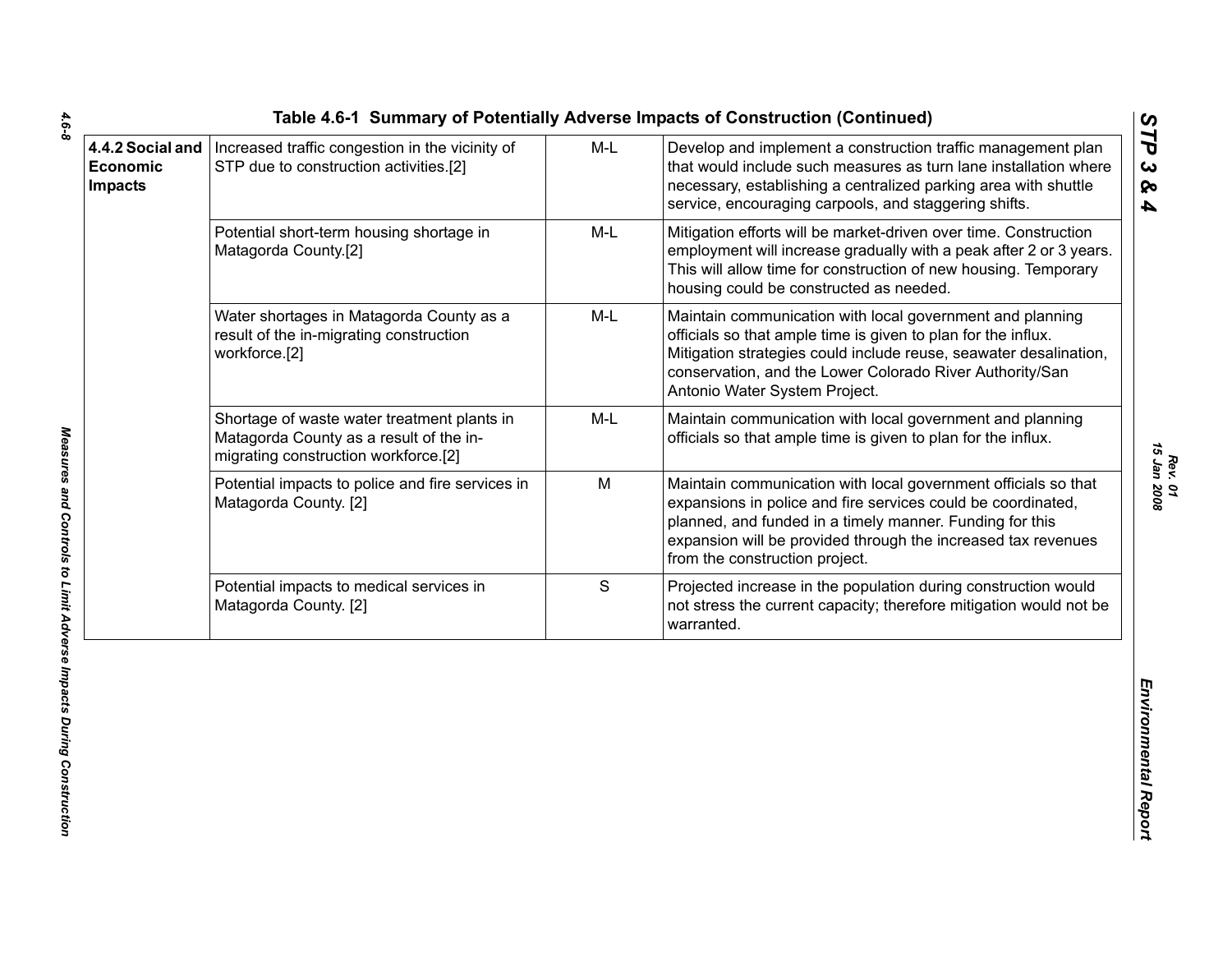Table 4.6-1 Summary of Potentially Adverse Impacts of Construction (Continued)

| | | | |
|---|---|---|---|
| **4.4.2 Social and Economic Impacts** | Increased traffic congestion in the vicinity of STP due to construction activities.[2] | M-L | Develop and implement a construction traffic management plan that would include such measures as turn lane installation where necessary, establishing a centralized parking area with shuttle service, encouraging carpools, and staggering shifts. |
| | Potential short-term housing shortage in Matagorda County.[2] | M-L | Mitigation efforts will be market-driven over time. Construction employment will increase gradually with a peak after 2 or 3 years. This will allow time for construction of new housing. Temporary housing could be constructed as needed. |
| | Water shortages in Matagorda County as a result of the in-migrating construction workforce.[2] | M-L | Maintain communication with local government and planning officials so that ample time is given to plan for the influx. Mitigation strategies could include reuse, seawater desalination, conservation, and the Lower Colorado River Authority/San Antonio Water System Project. |
| | Shortage of waste water treatment plants in Matagorda County as a result of the in-migrating construction workforce.[2] | M-L | Maintain communication with local government and planning officials so that ample time is given to plan for the influx. |
| | Potential impacts to police and fire services in Matagorda County. [2] | M | Maintain communication with local government officials so that expansions in police and fire services could be coordinated, planned, and funded in a timely manner. Funding for this expansion will be provided through the increased tax revenues from the construction project. |
| | Potential impacts to medical services in Matagorda County. [2] | S | Projected increase in the population during construction would not stress the current capacity; therefore mitigation would not be warranted. |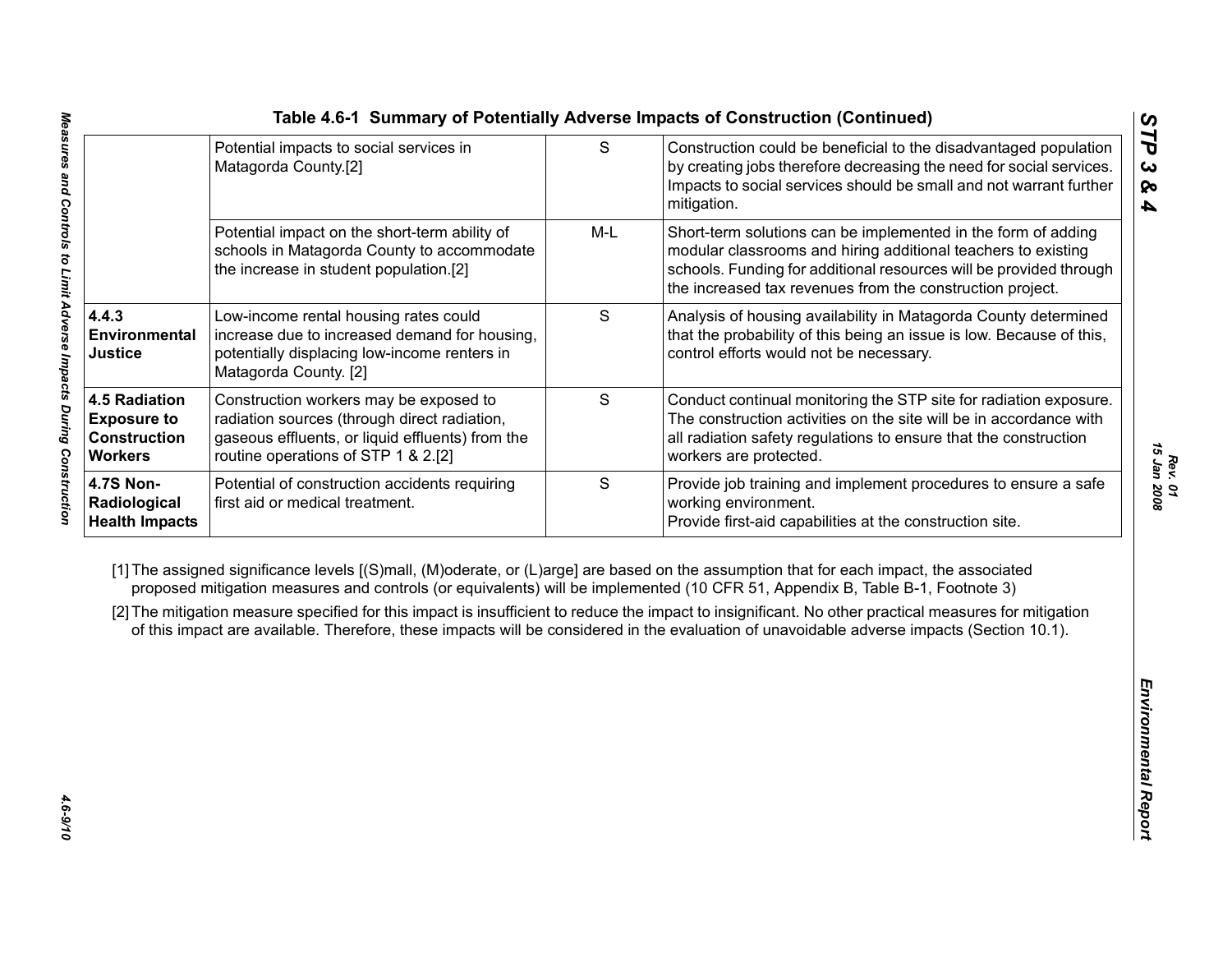**Table 4.6-1 Summary of Potentially Adverse Impacts of Construction (Continued)**

| | | | |
|---|---|---|---|
| | Potential impacts to social services in Matagorda County.[2] | S | Construction could be beneficial to the disadvantaged population by creating jobs therefore decreasing the need for social services. Impacts to social services should be small and not warrant further mitigation. |
| | Potential impact on the short-term ability of schools in Matagorda County to accommodate the increase in student population.[2] | M-L | Short-term solutions can be implemented in the form of adding modular classrooms and hiring additional teachers to existing schools. Funding for additional resources will be provided through the increased tax revenues from the construction project. |
| **4.4.3 Environmental Justice** | Low-income rental housing rates could increase due to increased demand for housing, potentially displacing low-income renters in Matagorda County. [2] | S | Analysis of housing availability in Matagorda County determined that the probability of this being an issue is low. Because of this, control efforts would not be necessary. |
| **4.5 Radiation Exposure to Construction Workers** | Construction workers may be exposed to radiation sources (through direct radiation, gaseous effluents, or liquid effluents) from the routine operations of STP 1 & 2.[2] | S | Conduct continual monitoring the STP site for radiation exposure. The construction activities on the site will be in accordance with all radiation safety regulations to ensure that the construction workers are protected. |
| **4.7S Non-Radiological Health Impacts** | Potential of construction accidents requiring first aid or medical treatment. | S | Provide job training and implement procedures to ensure a safe working environment.<br>Provide first-aid capabilities at the construction site. |

[1] The assigned significance levels [(S)mall, (M)oderate, or (L)arge] are based on the assumption that for each impact, the associated proposed mitigation measures and controls (or equivalents) will be implemented (10 CFR 51, Appendix B, Table B-1, Footnote 3)

[2] The mitigation measure specified for this impact is insufficient to reduce the impact to insignificant. No other practical measures for mitigation of this impact are available. Therefore, these impacts will be considered in the evaluation of unavoidable adverse impacts (Section 10.1).